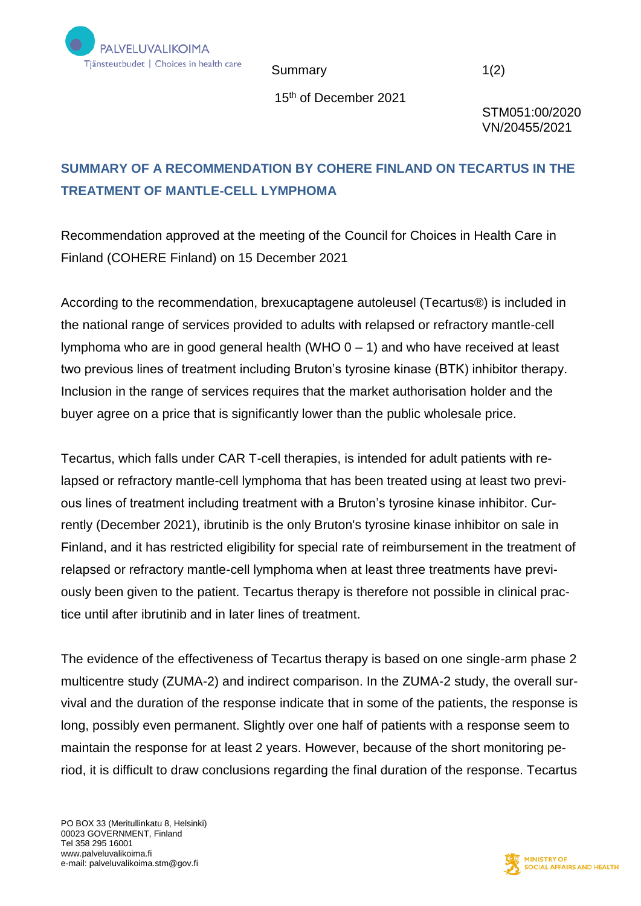Summary

15th of December 2021

STM051:00/2020
VN/20455/2021

## SUMMARY OF A RECOMMENDATION BY COHERE FINLAND ON TECARTUS IN THE TREATMENT OF MANTLE-CELL LYMPHOMA

Recommendation approved at the meeting of the Council for Choices in Health Care in Finland (COHERE Finland) on 15 December 2021

According to the recommendation, brexucaptagene autoleusel (Tecartus®) is included in the national range of services provided to adults with relapsed or refractory mantle-cell lymphoma who are in good general health (WHO 0 – 1) and who have received at least two previous lines of treatment including Bruton's tyrosine kinase (BTK) inhibitor therapy. Inclusion in the range of services requires that the market authorisation holder and the buyer agree on a price that is significantly lower than the public wholesale price.

Tecartus, which falls under CAR T-cell therapies, is intended for adult patients with relapsed or refractory mantle-cell lymphoma that has been treated using at least two previous lines of treatment including treatment with a Bruton's tyrosine kinase inhibitor. Currently (December 2021), ibrutinib is the only Bruton's tyrosine kinase inhibitor on sale in Finland, and it has restricted eligibility for special rate of reimbursement in the treatment of relapsed or refractory mantle-cell lymphoma when at least three treatments have previously been given to the patient. Tecartus therapy is therefore not possible in clinical practice until after ibrutinib and in later lines of treatment.

The evidence of the effectiveness of Tecartus therapy is based on one single-arm phase 2 multicentre study (ZUMA-2) and indirect comparison. In the ZUMA-2 study, the overall survival and the duration of the response indicate that in some of the patients, the response is long, possibly even permanent. Slightly over one half of patients with a response seem to maintain the response for at least 2 years. However, because of the short monitoring period, it is difficult to draw conclusions regarding the final duration of the response. Tecartus

PO BOX 33 (Meritullinkatu 8, Helsinki)
00023 GOVERNMENT, Finland
Tel 358 295 16001
www.palveluvalikoima.fi
e-mail: palveluvalikoima.stm@gov.fi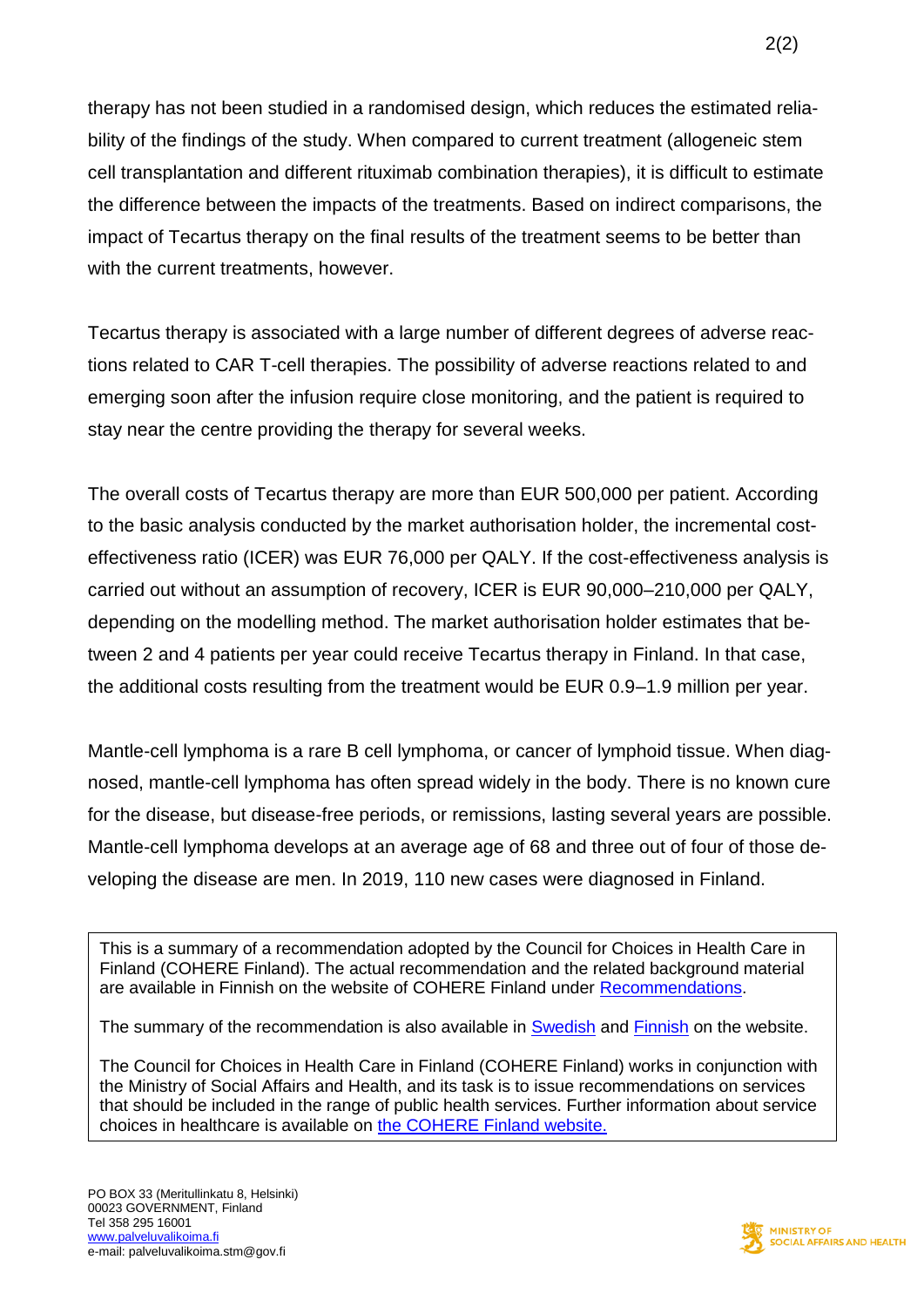therapy has not been studied in a randomised design, which reduces the estimated reliability of the findings of the study. When compared to current treatment (allogeneic stem cell transplantation and different rituximab combination therapies), it is difficult to estimate the difference between the impacts of the treatments. Based on indirect comparisons, the impact of Tecartus therapy on the final results of the treatment seems to be better than with the current treatments, however.

Tecartus therapy is associated with a large number of different degrees of adverse reactions related to CAR T-cell therapies. The possibility of adverse reactions related to and emerging soon after the infusion require close monitoring, and the patient is required to stay near the centre providing the therapy for several weeks.

The overall costs of Tecartus therapy are more than EUR 500,000 per patient. According to the basic analysis conducted by the market authorisation holder, the incremental cost-effectiveness ratio (ICER) was EUR 76,000 per QALY. If the cost-effectiveness analysis is carried out without an assumption of recovery, ICER is EUR 90,000–210,000 per QALY, depending on the modelling method. The market authorisation holder estimates that between 2 and 4 patients per year could receive Tecartus therapy in Finland. In that case, the additional costs resulting from the treatment would be EUR 0.9–1.9 million per year.

Mantle-cell lymphoma is a rare B cell lymphoma, or cancer of lymphoid tissue. When diagnosed, mantle-cell lymphoma has often spread widely in the body. There is no known cure for the disease, but disease-free periods, or remissions, lasting several years are possible. Mantle-cell lymphoma develops at an average age of 68 and three out of four of those developing the disease are men. In 2019, 110 new cases were diagnosed in Finland.

This is a summary of a recommendation adopted by the Council for Choices in Health Care in Finland (COHERE Finland). The actual recommendation and the related background material are available in Finnish on the website of COHERE Finland under Recommendations.

The summary of the recommendation is also available in Swedish and Finnish on the website.

The Council for Choices in Health Care in Finland (COHERE Finland) works in conjunction with the Ministry of Social Affairs and Health, and its task is to issue recommendations on services that should be included in the range of public health services. Further information about service choices in healthcare is available on the COHERE Finland website.

PO BOX 33 (Meritullinkatu 8, Helsinki)
00023 GOVERNMENT, Finland
Tel 358 295 16001
www.palveluvalikoima.fi
e-mail: palveluvalikoima.stm@gov.fi

MINISTRY OF SOCIAL AFFAIRS AND HEALTH